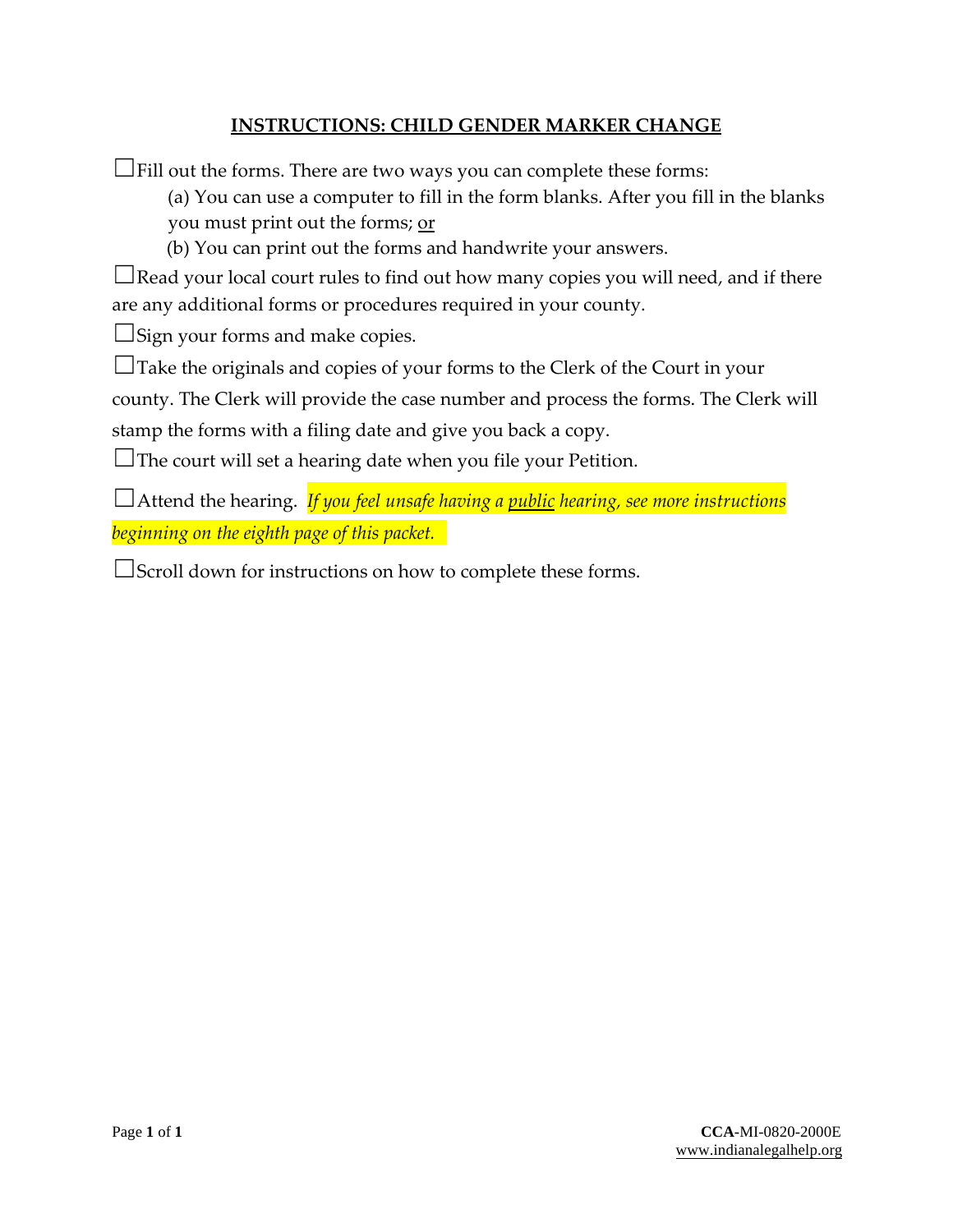# INSTRUCTIONS: CHILD GENDER MARKER CHANGE

☐Fill out the forms. There are two ways you can complete these forms:

(a) You can use a computer to fill in the form blanks. After you fill in the blanks you must print out the forms; or

(b) You can print out the forms and handwrite your answers.

☐Read your local court rules to find out how many copies you will need, and if there are any additional forms or procedures required in your county.

☐Sign your forms and make copies.

☐Take the originals and copies of your forms to the Clerk of the Court in your county. The Clerk will provide the case number and process the forms. The Clerk will stamp the forms with a filing date and give you back a copy.

☐The court will set a hearing date when you file your Petition.

☐Attend the hearing. *If you feel unsafe having a public hearing, see more instructions beginning on the eighth page of this packet.*

☐Scroll down for instructions on how to complete these forms.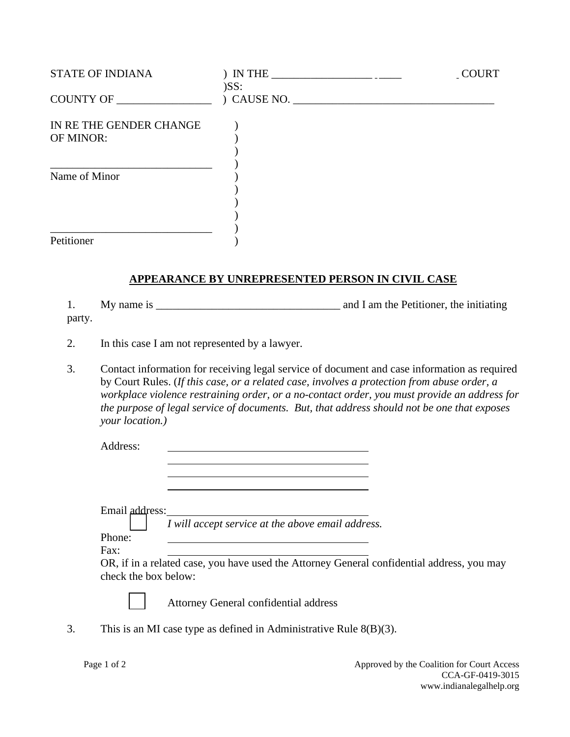STATE OF INDIANA ) IN THE ____________________ COURT
)SS:
COUNTY OF __________________ ) CAUSE NO. ______________________________________

IN RE THE GENDER CHANGE
OF MINOR:

______________________________
Name of Minor

______________________________
Petitioner

## APPEARANCE BY UNREPRESENTED PERSON IN CIVIL CASE

1. My name is __________________________________ and I am the Petitioner, the initiating party.

2. In this case I am not represented by a lawyer.

3. Contact information for receiving legal service of document and case information as required by Court Rules. (*If this case, or a related case, involves a protection from abuse order, a workplace violence restraining order, or a no-contact order, you must provide an address for the purpose of legal service of documents. But, that address should not be one that exposes your location.)*

   Address: ______________________________________
   ______________________________________
   ______________________________________
   ______________________________________

   Email address: ______________________________________

   ☐ *I will accept service at the above email address.*

   Phone: ______________________________________
   Fax: ______________________________________

   OR, if in a related case, you have used the Attorney General confidential address, you may check the box below:

   ☐ Attorney General confidential address

3. This is an MI case type as defined in Administrative Rule 8(B)(3).

Approved by the Coalition for Court Access
CCA-GF-0419-3015
www.indianalegalhelp.org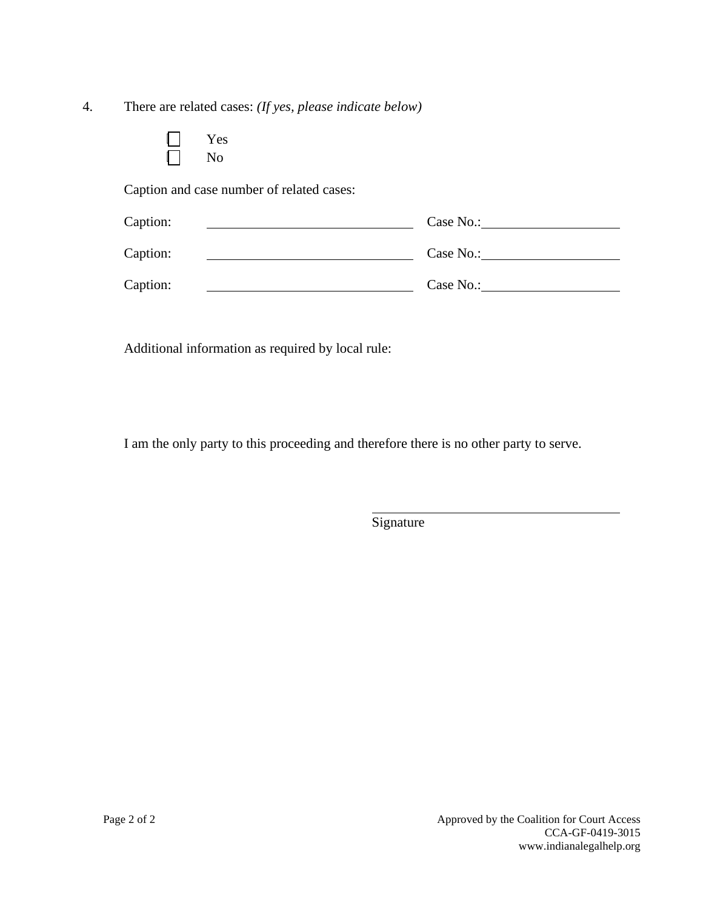4. There are related cases: *(If yes, please indicate below)*

☐ Yes
☐ No

Caption and case number of related cases:

Caption: \_\_\_\_\_\_\_\_\_\_\_\_\_\_\_\_\_\_\_\_\_\_\_\_\_\_\_\_\_\_ Case No.: \_\_\_\_\_\_\_\_\_\_\_\_\_\_\_\_\_\_\_\_

Caption: \_\_\_\_\_\_\_\_\_\_\_\_\_\_\_\_\_\_\_\_\_\_\_\_\_\_\_\_\_\_ Case No.: \_\_\_\_\_\_\_\_\_\_\_\_\_\_\_\_\_\_\_\_

Caption: \_\_\_\_\_\_\_\_\_\_\_\_\_\_\_\_\_\_\_\_\_\_\_\_\_\_\_\_\_\_ Case No.: \_\_\_\_\_\_\_\_\_\_\_\_\_\_\_\_\_\_\_\_

Additional information as required by local rule:

I am the only party to this proceeding and therefore there is no other party to serve.

\_\_\_\_\_\_\_\_\_\_\_\_\_\_\_\_\_\_\_\_\_\_\_\_\_\_\_\_\_\_\_\_\_\_\_\_
Signature

Approved by the Coalition for Court Access
CCA-GF-0419-3015
www.indianalegalhelp.org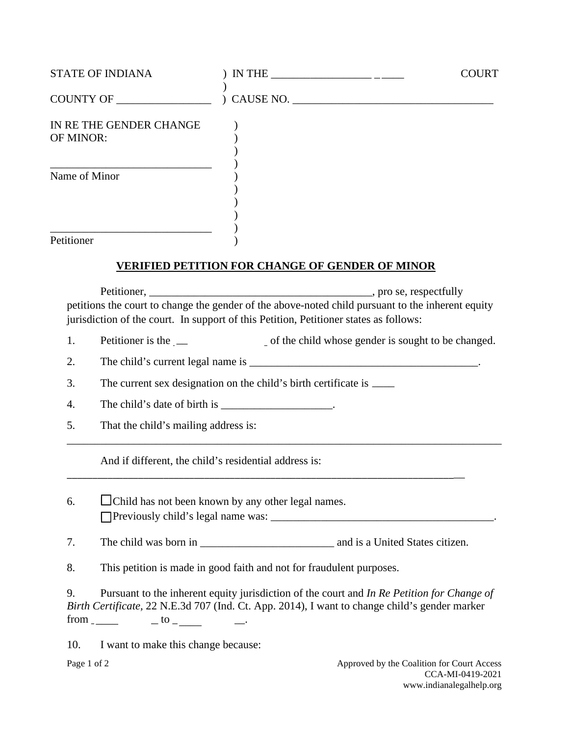STATE OF INDIANA ) IN THE ___________________ COURT
)
COUNTY OF _________________ ) CAUSE NO. ____________________________________

IN RE THE GENDER CHANGE )
OF MINOR: )
)
_____________________________ )
Name of Minor )
)
)
)
_____________________________ )
Petitioner )

**VERIFIED PETITION FOR CHANGE OF GENDER OF MINOR**

Petitioner, ________________________________________, pro se, respectfully petitions the court to change the gender of the above-noted child pursuant to the inherent equity jurisdiction of the court. In support of this Petition, Petitioner states as follows:

1. Petitioner is the ______________ of the child whose gender is sought to be changed.

2. The child's current legal name is __________________________________________.

3. The current sex designation on the child's birth certificate is ____

4. The child's date of birth is ____________________.

5. That the child's mailing address is:

_____________________________________________________________________________

And if different, the child's residential address is:

_____________________________________________________________________________

6. ☐ Child has not been known by any other legal names.
☐ Previously child's legal name was: ________________________________________.

7. The child was born in ________________________ and is a United States citizen.

8. This petition is made in good faith and not for fraudulent purposes.

9. Pursuant to the inherent equity jurisdiction of the court and *In Re Petition for Change of Birth Certificate*, 22 N.E.3d 707 (Ind. Ct. App. 2014), I want to change child's gender marker from ________ to ________.

10. I want to make this change because:

Approved by the Coalition for Court Access
CCA-MI-0419-2021
www.indianalegalhelp.org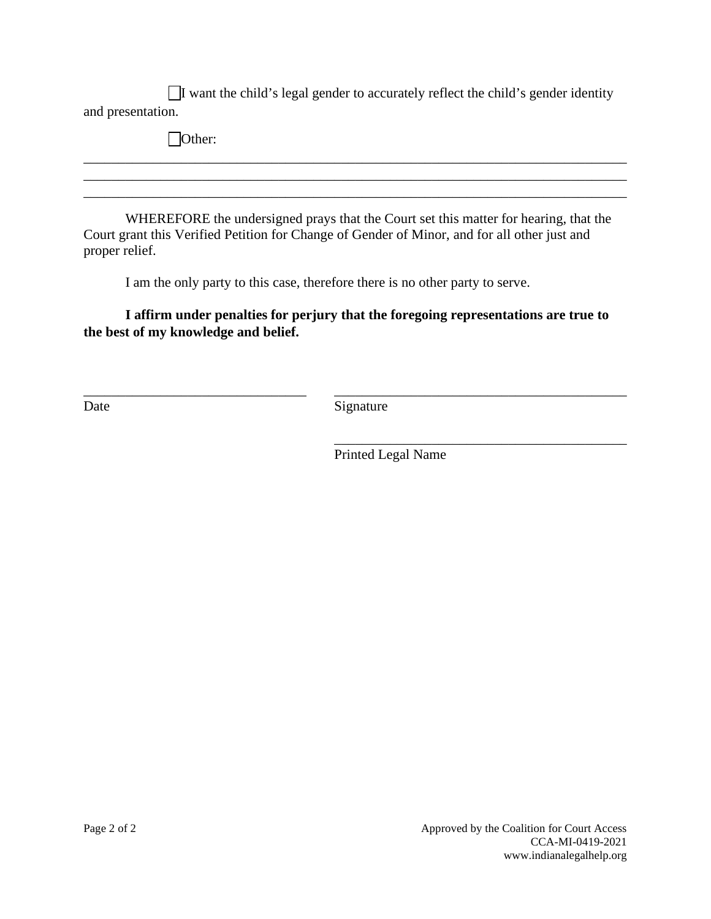☐ I want the child's legal gender to accurately reflect the child's gender identity and presentation.

☐ Other:

_______________________________________________________________________________
_______________________________________________________________________________
_______________________________________________________________________________

WHEREFORE the undersigned prays that the Court set this matter for hearing, that the Court grant this Verified Petition for Change of Gender of Minor, and for all other just and proper relief.

I am the only party to this case, therefore there is no other party to serve.

**I affirm under penalties for perjury that the foregoing representations are true to the best of my knowledge and belief.**

_______________________________ Date

_______________________________________ Signature

_______________________________________ Printed Legal Name

Approved by the Coalition for Court Access
CCA-MI-0419-2021
www.indianalegalhelp.org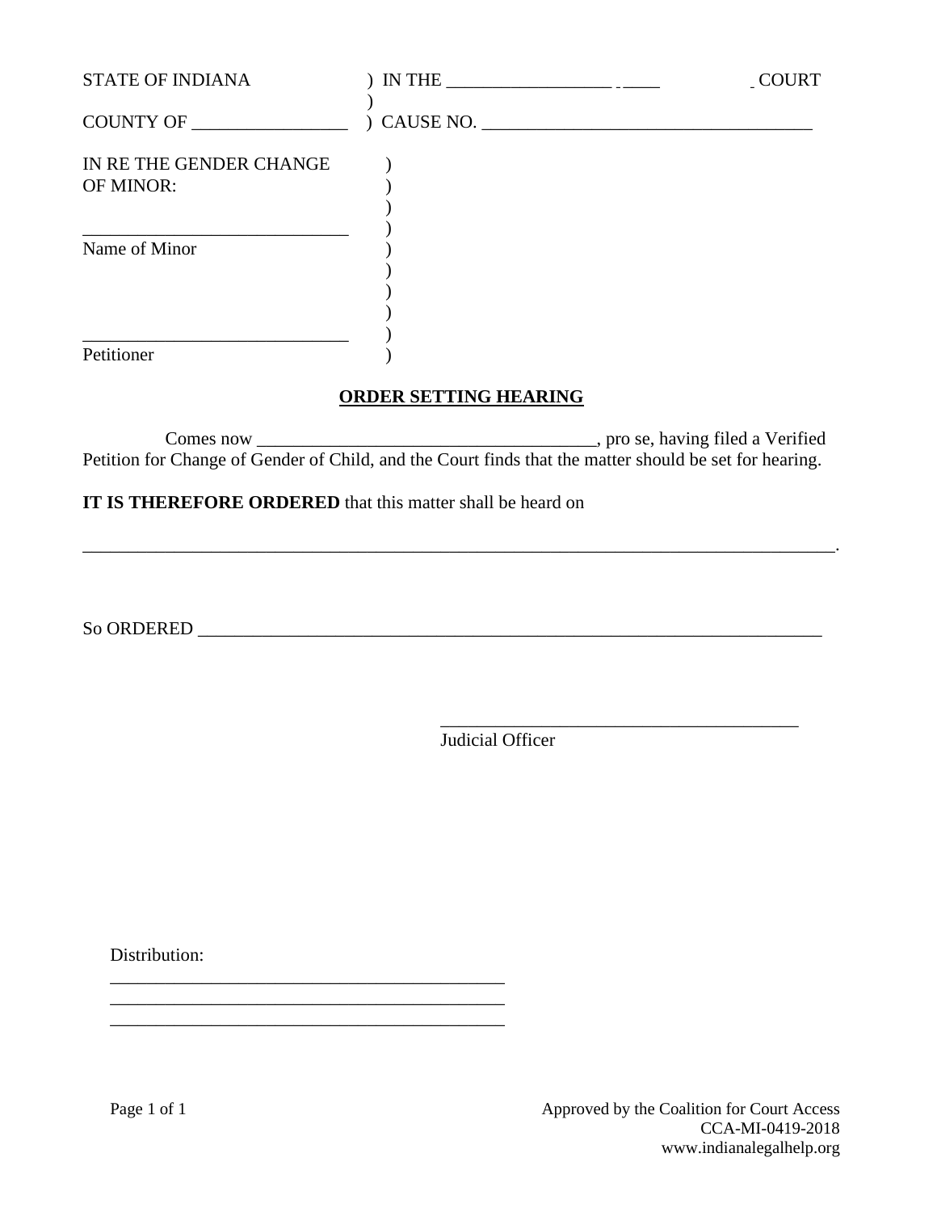STATE OF INDIANA ) IN THE __________________ ____ COURT
)
COUNTY OF _________________ ) CAUSE NO. ____________________________________

IN RE THE GENDER CHANGE )
OF MINOR: )
)
_____________________________ )
Name of Minor )
)
)
)
_____________________________ )
Petitioner )

**ORDER SETTING HEARING**

Comes now _____________________________________, pro se, having filed a Verified Petition for Change of Gender of Child, and the Court finds that the matter should be set for hearing.

**IT IS THEREFORE ORDERED** that this matter shall be heard on

_____________________________________________________________________________________.

So ORDERED ______________________________________________________________________

_________________________________________
Judicial Officer

Distribution:
_____________________________________________
_____________________________________________
_____________________________________________

Approved by the Coalition for Court Access
CCA-MI-0419-2018
www.indianalegalhelp.org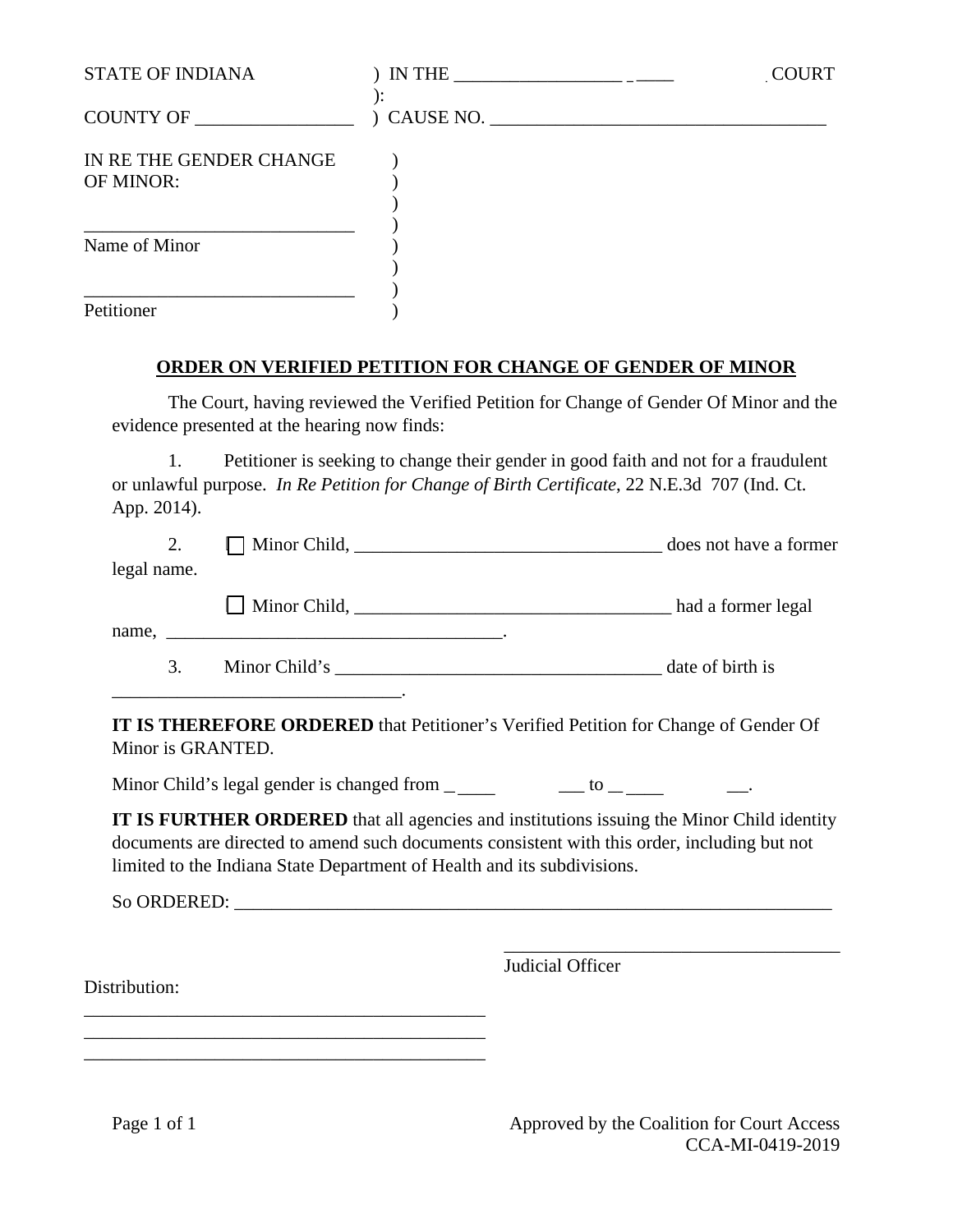STATE OF INDIANA ) IN THE __________________ ____ COURT
):
COUNTY OF _________________ ) CAUSE NO. ____________________________________

IN RE THE GENDER CHANGE )
OF MINOR: )
)
_____________________________ )
Name of Minor )
)
_____________________________ )
Petitioner )

**ORDER ON VERIFIED PETITION FOR CHANGE OF GENDER OF MINOR**

The Court, having reviewed the Verified Petition for Change of Gender Of Minor and the evidence presented at the hearing now finds:

1. Petitioner is seeking to change their gender in good faith and not for a fraudulent or unlawful purpose. *In Re Petition for Change of Birth Certificate*, 22 N.E.3d 707 (Ind. Ct. App. 2014).

2. ☐ Minor Child, _________________________________ does not have a former legal name.

☐ Minor Child, __________________________________ had a former legal name, _____________________________________.

3. Minor Child's ___________________________________ date of birth is _______________________________.

**IT IS THEREFORE ORDERED** that Petitioner's Verified Petition for Change of Gender Of Minor is GRANTED.

Minor Child's legal gender is changed from _____ ___ to _____ __.

**IT IS FURTHER ORDERED** that all agencies and institutions issuing the Minor Child identity documents are directed to amend such documents consistent with this order, including but not limited to the Indiana State Department of Health and its subdivisions.

So ORDERED: ____________________________________________________________________

____________________________________
Judicial Officer

Distribution:
___________________________________________
___________________________________________
___________________________________________

Approved by the Coalition for Court Access
CCA-MI-0419-2019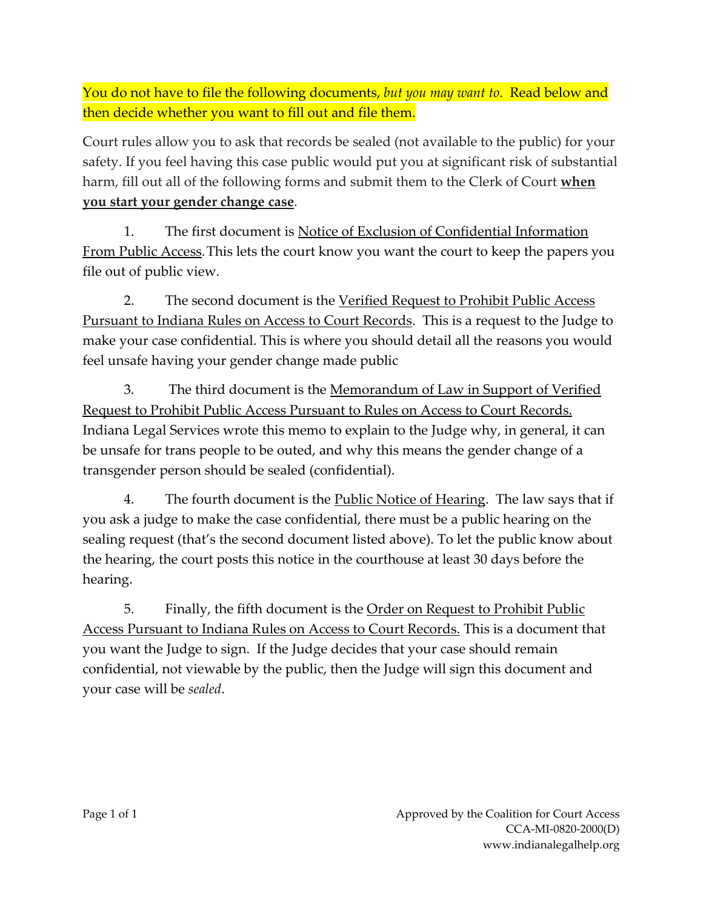You do not have to file the following documents, *but you may want to*. Read below and then decide whether you want to fill out and file them.

Court rules allow you to ask that records be sealed (not available to the public) for your safety. If you feel having this case public would put you at significant risk of substantial harm, fill out all of the following forms and submit them to the Clerk of Court **when you start your gender change case**.

1. The first document is Notice of Exclusion of Confidential Information From Public Access. This lets the court know you want the court to keep the papers you file out of public view.

2. The second document is the Verified Request to Prohibit Public Access Pursuant to Indiana Rules on Access to Court Records. This is a request to the Judge to make your case confidential. This is where you should detail all the reasons you would feel unsafe having your gender change made public

3. The third document is the Memorandum of Law in Support of Verified Request to Prohibit Public Access Pursuant to Rules on Access to Court Records. Indiana Legal Services wrote this memo to explain to the Judge why, in general, it can be unsafe for trans people to be outed, and why this means the gender change of a transgender person should be sealed (confidential).

4. The fourth document is the Public Notice of Hearing. The law says that if you ask a judge to make the case confidential, there must be a public hearing on the sealing request (that's the second document listed above). To let the public know about the hearing, the court posts this notice in the courthouse at least 30 days before the hearing.

5. Finally, the fifth document is the Order on Request to Prohibit Public Access Pursuant to Indiana Rules on Access to Court Records. This is a document that you want the Judge to sign. If the Judge decides that your case should remain confidential, not viewable by the public, then the Judge will sign this document and your case will be *sealed*.

Approved by the Coalition for Court Access
CCA-MI-0820-2000(D)
www.indianalegalhelp.org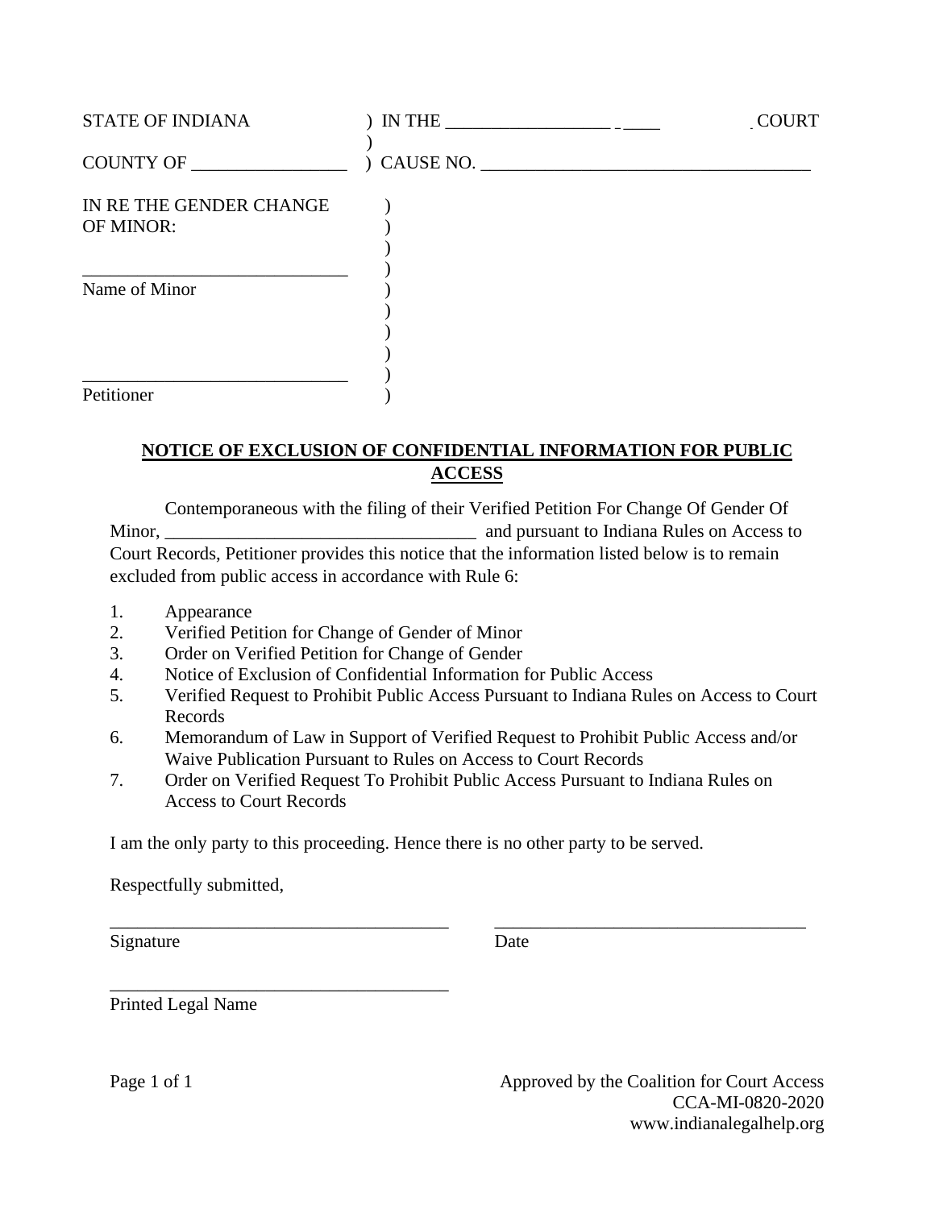STATE OF INDIANA ) IN THE ____________________ COURT
)
COUNTY OF __________________ ) CAUSE NO. ____________________________________

IN RE THE GENDER CHANGE )
OF MINOR: )
)
_____________________________ )
Name of Minor )
)
)
)
_____________________________ )
Petitioner )

**NOTICE OF EXCLUSION OF CONFIDENTIAL INFORMATION FOR PUBLIC ACCESS**

Contemporaneous with the filing of their Verified Petition For Change Of Gender Of Minor, __________________________________ and pursuant to Indiana Rules on Access to Court Records, Petitioner provides this notice that the information listed below is to remain excluded from public access in accordance with Rule 6:

1. Appearance
2. Verified Petition for Change of Gender of Minor
3. Order on Verified Petition for Change of Gender
4. Notice of Exclusion of Confidential Information for Public Access
5. Verified Request to Prohibit Public Access Pursuant to Indiana Rules on Access to Court Records
6. Memorandum of Law in Support of Verified Request to Prohibit Public Access and/or Waive Publication Pursuant to Rules on Access to Court Records
7. Order on Verified Request To Prohibit Public Access Pursuant to Indiana Rules on Access to Court Records

I am the only party to this proceeding. Hence there is no other party to be served.

Respectfully submitted,

_____________________________________ _____________________________________
Signature Date

_____________________________________
Printed Legal Name

Approved by the Coalition for Court Access
CCA-MI-0820-2020
www.indianalegalhelp.org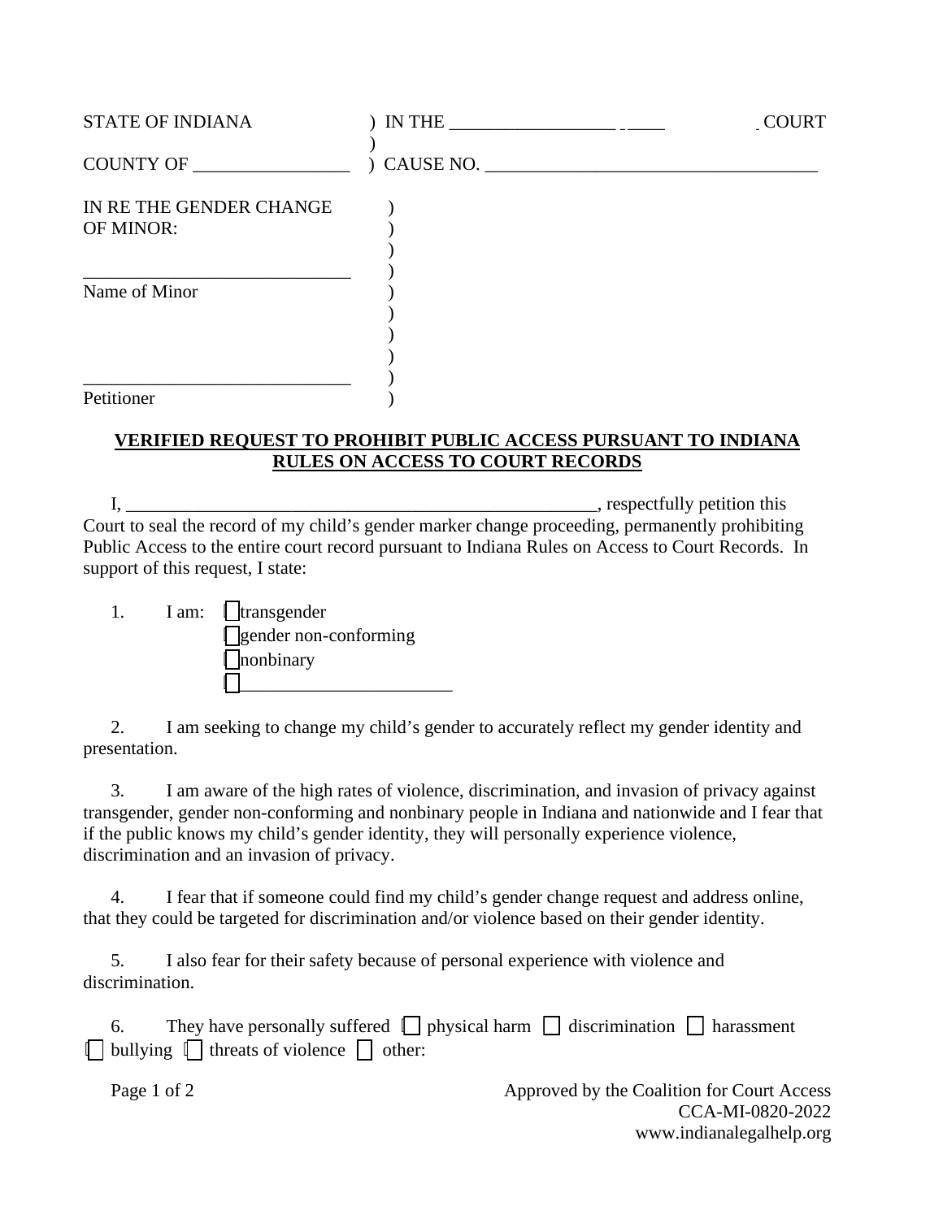STATE OF INDIANA ) IN THE __________________ ____ COURT
)
COUNTY OF _________________ ) CAUSE NO. ____________________________________

IN RE THE GENDER CHANGE )
OF MINOR: )
)
_____________________________ )
Name of Minor )
)
)
)
_____________________________ )
Petitioner )

**VERIFIED REQUEST TO PROHIBIT PUBLIC ACCESS PURSUANT TO INDIANA RULES ON ACCESS TO COURT RECORDS**

I, ____________________________________________________, respectfully petition this Court to seal the record of my child's gender marker change proceeding, permanently prohibiting Public Access to the entire court record pursuant to Indiana Rules on Access to Court Records. In support of this request, I state:

1. I am: ☐ transgender
   ☐ gender non-conforming
   ☐ nonbinary
   ☐ _______________________

2. I am seeking to change my child's gender to accurately reflect my gender identity and presentation.

3. I am aware of the high rates of violence, discrimination, and invasion of privacy against transgender, gender non-conforming and nonbinary people in Indiana and nationwide and I fear that if the public knows my child's gender identity, they will personally experience violence, discrimination and an invasion of privacy.

4. I fear that if someone could find my child's gender change request and address online, that they could be targeted for discrimination and/or violence based on their gender identity.

5. I also fear for their safety because of personal experience with violence and discrimination.

6. They have personally suffered ☐ physical harm ☐ discrimination ☐ harassment ☐ bullying ☐ threats of violence ☐ other:

Approved by the Coalition for Court Access
CCA-MI-0820-2022
www.indianalegalhelp.org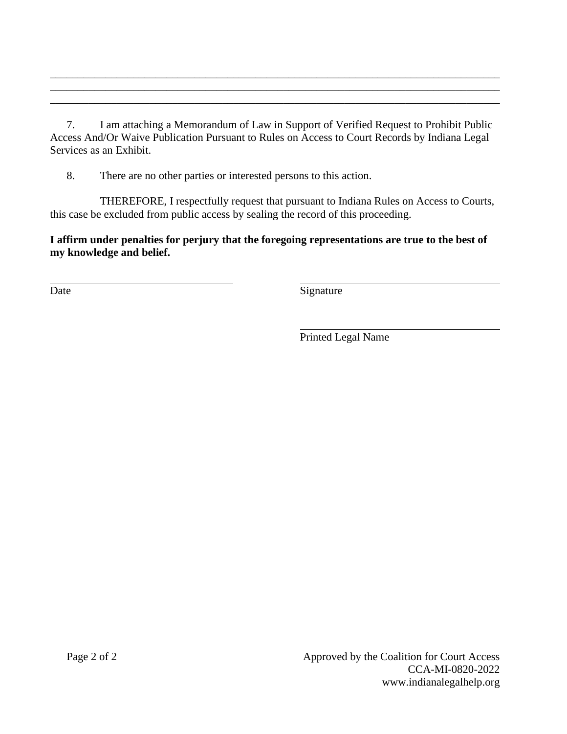\_\_\_\_\_\_\_\_\_\_\_\_\_\_\_\_\_\_\_\_\_\_\_\_\_\_\_\_\_\_\_\_\_\_\_\_\_\_\_\_\_\_\_\_\_\_\_\_\_\_\_\_\_\_\_\_\_\_\_\_\_\_\_\_\_\_\_\_\_\_\_\_\_\_\_\_

\_\_\_\_\_\_\_\_\_\_\_\_\_\_\_\_\_\_\_\_\_\_\_\_\_\_\_\_\_\_\_\_\_\_\_\_\_\_\_\_\_\_\_\_\_\_\_\_\_\_\_\_\_\_\_\_\_\_\_\_\_\_\_\_\_\_\_\_\_\_\_\_\_\_\_\_

\_\_\_\_\_\_\_\_\_\_\_\_\_\_\_\_\_\_\_\_\_\_\_\_\_\_\_\_\_\_\_\_\_\_\_\_\_\_\_\_\_\_\_\_\_\_\_\_\_\_\_\_\_\_\_\_\_\_\_\_\_\_\_\_\_\_\_\_\_\_\_\_\_\_\_\_

7. I am attaching a Memorandum of Law in Support of Verified Request to Prohibit Public Access And/Or Waive Publication Pursuant to Rules on Access to Court Records by Indiana Legal Services as an Exhibit.

8. There are no other parties or interested persons to this action.

THEREFORE, I respectfully request that pursuant to Indiana Rules on Access to Courts, this case be excluded from public access by sealing the record of this proceeding.

**I affirm under penalties for perjury that the foregoing representations are true to the best of my knowledge and belief.**

\_\_\_\_\_\_\_\_\_\_\_\_\_\_\_\_\_\_\_\_\_\_\_\_\_\_\_\_\_\_ \_\_\_\_\_\_\_\_\_\_\_\_\_\_\_\_\_\_\_\_\_\_\_\_\_\_\_\_\_\_\_\_

Date Signature

\_\_\_\_\_\_\_\_\_\_\_\_\_\_\_\_\_\_\_\_\_\_\_\_\_\_\_\_\_\_\_\_

Printed Legal Name

Approved by the Coalition for Court Access
CCA-MI-0820-2022
www.indianalegalhelp.org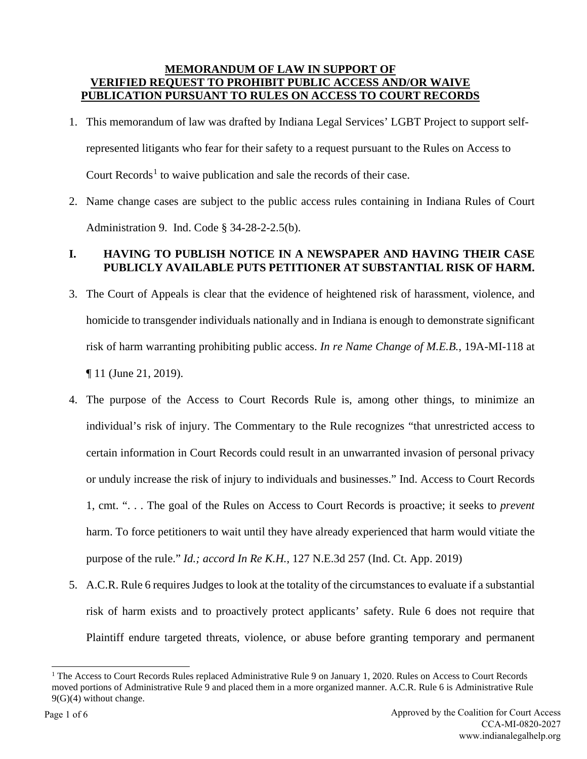**MEMORANDUM OF LAW IN SUPPORT OF VERIFIED REQUEST TO PROHIBIT PUBLIC ACCESS AND/OR WAIVE PUBLICATION PURSUANT TO RULES ON ACCESS TO COURT RECORDS**

1. This memorandum of law was drafted by Indiana Legal Services' LGBT Project to support self-represented litigants who fear for their safety to a request pursuant to the Rules on Access to Court Records[1] to waive publication and sale the records of their case.

2. Name change cases are subject to the public access rules containing in Indiana Rules of Court Administration 9. Ind. Code § 34-28-2-2.5(b).

## I. HAVING TO PUBLISH NOTICE IN A NEWSPAPER AND HAVING THEIR CASE PUBLICLY AVAILABLE PUTS PETITIONER AT SUBSTANTIAL RISK OF HARM.

3. The Court of Appeals is clear that the evidence of heightened risk of harassment, violence, and homicide to transgender individuals nationally and in Indiana is enough to demonstrate significant risk of harm warranting prohibiting public access. *In re Name Change of M.E.B.*, 19A-MI-118 at ¶ 11 (June 21, 2019).

4. The purpose of the Access to Court Records Rule is, among other things, to minimize an individual's risk of injury. The Commentary to the Rule recognizes "that unrestricted access to certain information in Court Records could result in an unwarranted invasion of personal privacy or unduly increase the risk of injury to individuals and businesses." Ind. Access to Court Records 1, cmt. ". . . The goal of the Rules on Access to Court Records is proactive; it seeks to *prevent* harm. To force petitioners to wait until they have already experienced that harm would vitiate the purpose of the rule." *Id.; accord In Re K.H.*, 127 N.E.3d 257 (Ind. Ct. App. 2019)

5. A.C.R. Rule 6 requires Judges to look at the totality of the circumstances to evaluate if a substantial risk of harm exists and to proactively protect applicants' safety. Rule 6 does not require that Plaintiff endure targeted threats, violence, or abuse before granting temporary and permanent

[1] The Access to Court Records Rules replaced Administrative Rule 9 on January 1, 2020. Rules on Access to Court Records moved portions of Administrative Rule 9 and placed them in a more organized manner. A.C.R. Rule 6 is Administrative Rule 9(G)(4) without change.

Approved by the Coalition for Court Access
CCA-MI-0820-2027
www.indianalegalhelp.org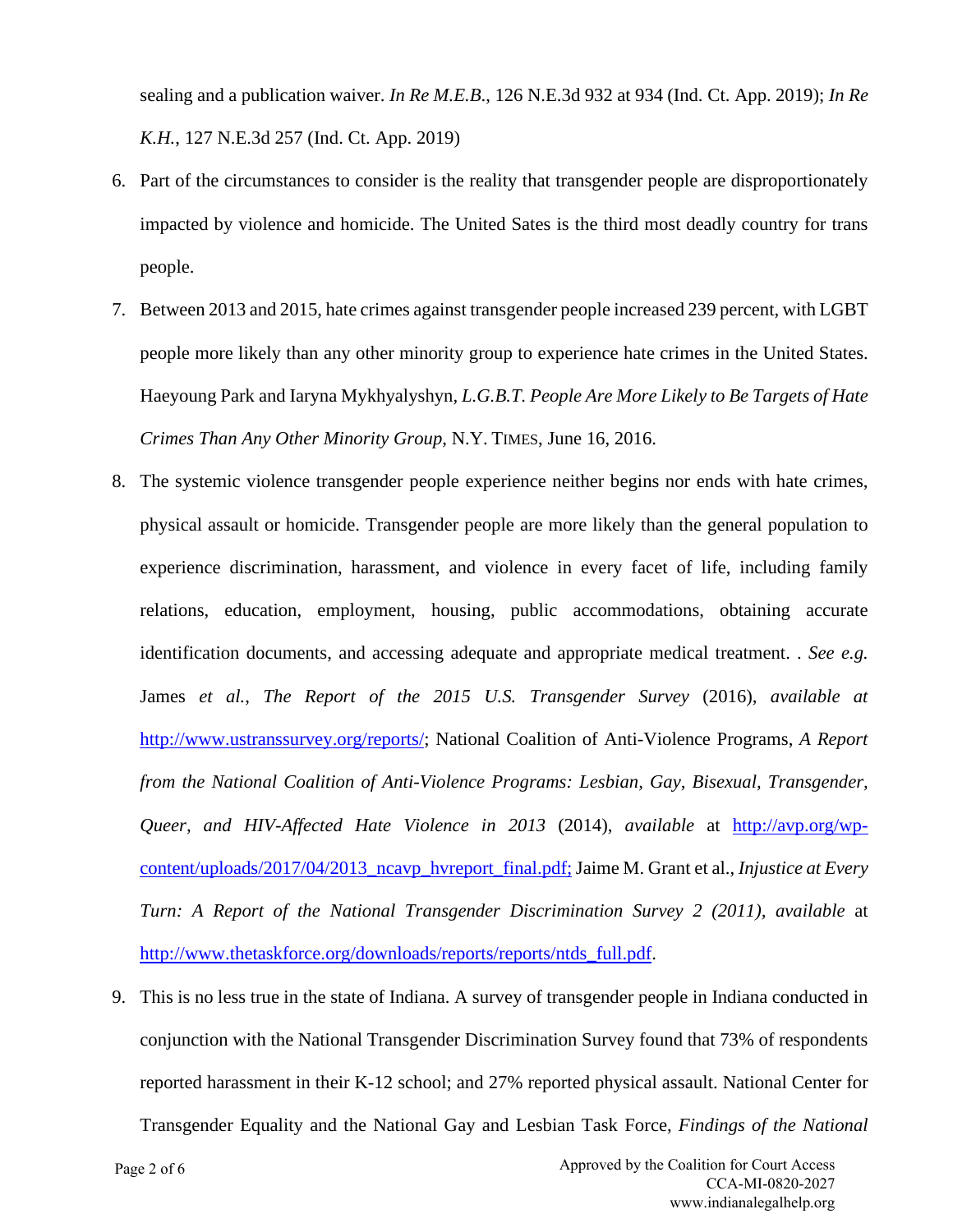sealing and a publication waiver. *In Re M.E.B.*, 126 N.E.3d 932 at 934 (Ind. Ct. App. 2019); *In Re K.H.*, 127 N.E.3d 257 (Ind. Ct. App. 2019)

6. Part of the circumstances to consider is the reality that transgender people are disproportionately impacted by violence and homicide. The United Sates is the third most deadly country for trans people.

7. Between 2013 and 2015, hate crimes against transgender people increased 239 percent, with LGBT people more likely than any other minority group to experience hate crimes in the United States. Haeyoung Park and Iaryna Mykhyalyshyn, *L.G.B.T. People Are More Likely to Be Targets of Hate Crimes Than Any Other Minority Group*, N.Y. TIMES, June 16, 2016.

8. The systemic violence transgender people experience neither begins nor ends with hate crimes, physical assault or homicide. Transgender people are more likely than the general population to experience discrimination, harassment, and violence in every facet of life, including family relations, education, employment, housing, public accommodations, obtaining accurate identification documents, and accessing adequate and appropriate medical treatment. . *See e.g.* James *et al.*, *The Report of the 2015 U.S. Transgender Survey* (2016), *available at* http://www.ustranssurvey.org/reports/; National Coalition of Anti-Violence Programs, *A Report from the National Coalition of Anti-Violence Programs: Lesbian, Gay, Bisexual, Transgender, Queer, and HIV-Affected Hate Violence in 2013* (2014), *available* at http://avp.org/wp-content/uploads/2017/04/2013_ncavp_hvreport_final.pdf; Jaime M. Grant et al., *Injustice at Every Turn: A Report of the National Transgender Discrimination Survey 2 (2011), available* at http://www.thetaskforce.org/downloads/reports/reports/ntds_full.pdf.

9. This is no less true in the state of Indiana. A survey of transgender people in Indiana conducted in conjunction with the National Transgender Discrimination Survey found that 73% of respondents reported harassment in their K-12 school; and 27% reported physical assault. National Center for Transgender Equality and the National Gay and Lesbian Task Force, *Findings of the National*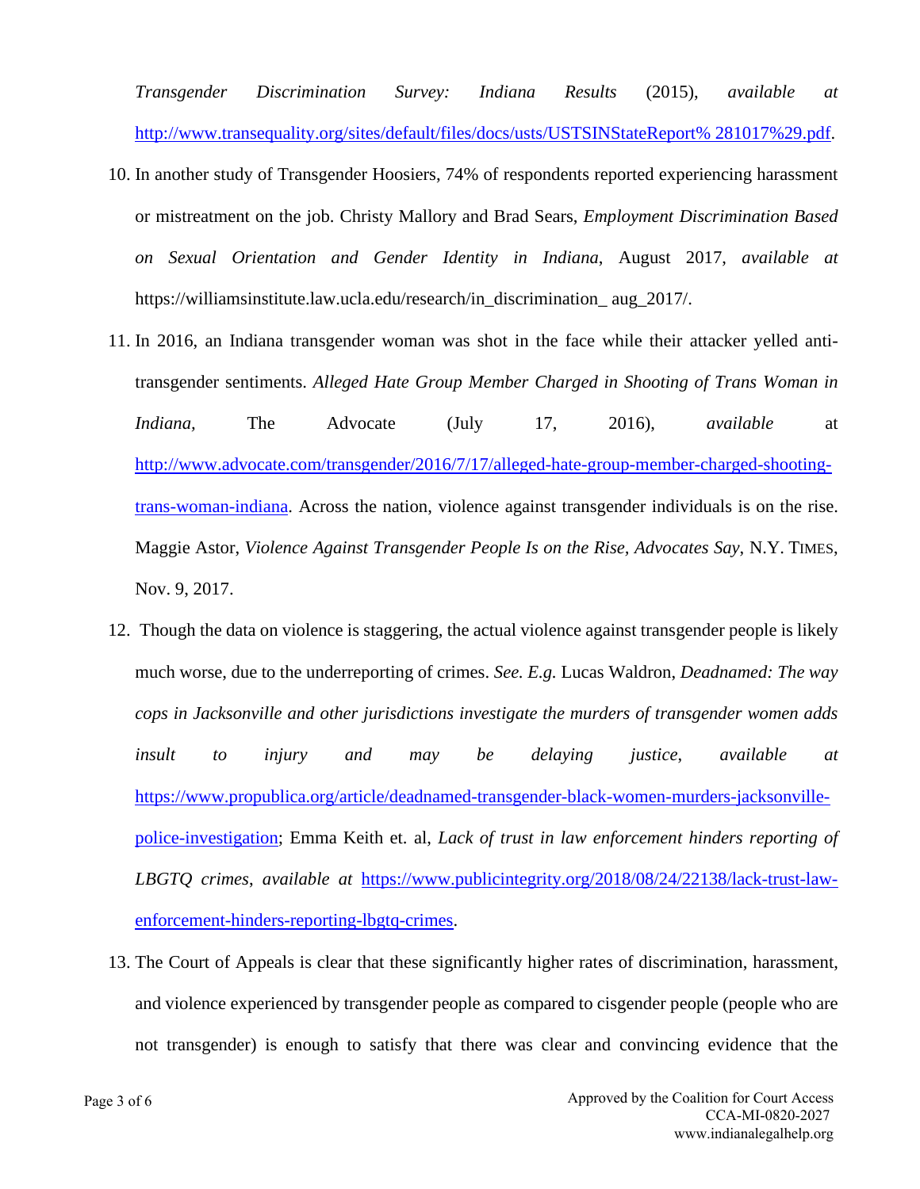*Transgender Discrimination Survey: Indiana Results* (2015), *available at* [http://www.transequality.org/sites/default/files/docs/usts/USTSINStateReport% 281017%29.pdf](http://www.transequality.org/sites/default/files/docs/usts/USTSINStateReport%281017%29.pdf).

10. In another study of Transgender Hoosiers, 74% of respondents reported experiencing harassment or mistreatment on the job. Christy Mallory and Brad Sears, *Employment Discrimination Based on Sexual Orientation and Gender Identity in Indiana*, August 2017, *available at* https://williamsinstitute.law.ucla.edu/research/in_discrimination_ aug_2017/.

11. In 2016, an Indiana transgender woman was shot in the face while their attacker yelled anti-transgender sentiments. *Alleged Hate Group Member Charged in Shooting of Trans Woman in Indiana*, The Advocate (July 17, 2016), *available* at [http://www.advocate.com/transgender/2016/7/17/alleged-hate-group-member-charged-shooting-trans-woman-indiana](http://www.advocate.com/transgender/2016/7/17/alleged-hate-group-member-charged-shooting-trans-woman-indiana). Across the nation, violence against transgender individuals is on the rise. Maggie Astor, *Violence Against Transgender People Is on the Rise, Advocates Say*, N.Y. TIMES, Nov. 9, 2017.

12. Though the data on violence is staggering, the actual violence against transgender people is likely much worse, due to the underreporting of crimes. *See. E.g.* Lucas Waldron, *Deadnamed: The way cops in Jacksonville and other jurisdictions investigate the murders of transgender women adds insult to injury and may be delaying justice*, *available at* [https://www.propublica.org/article/deadnamed-transgender-black-women-murders-jacksonville-police-investigation](https://www.propublica.org/article/deadnamed-transgender-black-women-murders-jacksonville-police-investigation); Emma Keith et. al, *Lack of trust in law enforcement hinders reporting of LBGTQ crimes*, *available at* [https://www.publicintegrity.org/2018/08/24/22138/lack-trust-law-enforcement-hinders-reporting-lbgtq-crimes](https://www.publicintegrity.org/2018/08/24/22138/lack-trust-law-enforcement-hinders-reporting-lbgtq-crimes).

13. The Court of Appeals is clear that these significantly higher rates of discrimination, harassment, and violence experienced by transgender people as compared to cisgender people (people who are not transgender) is enough to satisfy that there was clear and convincing evidence that the

Approved by the Coalition for Court Access
CCA-MI-0820-2027
www.indianalegalhelp.org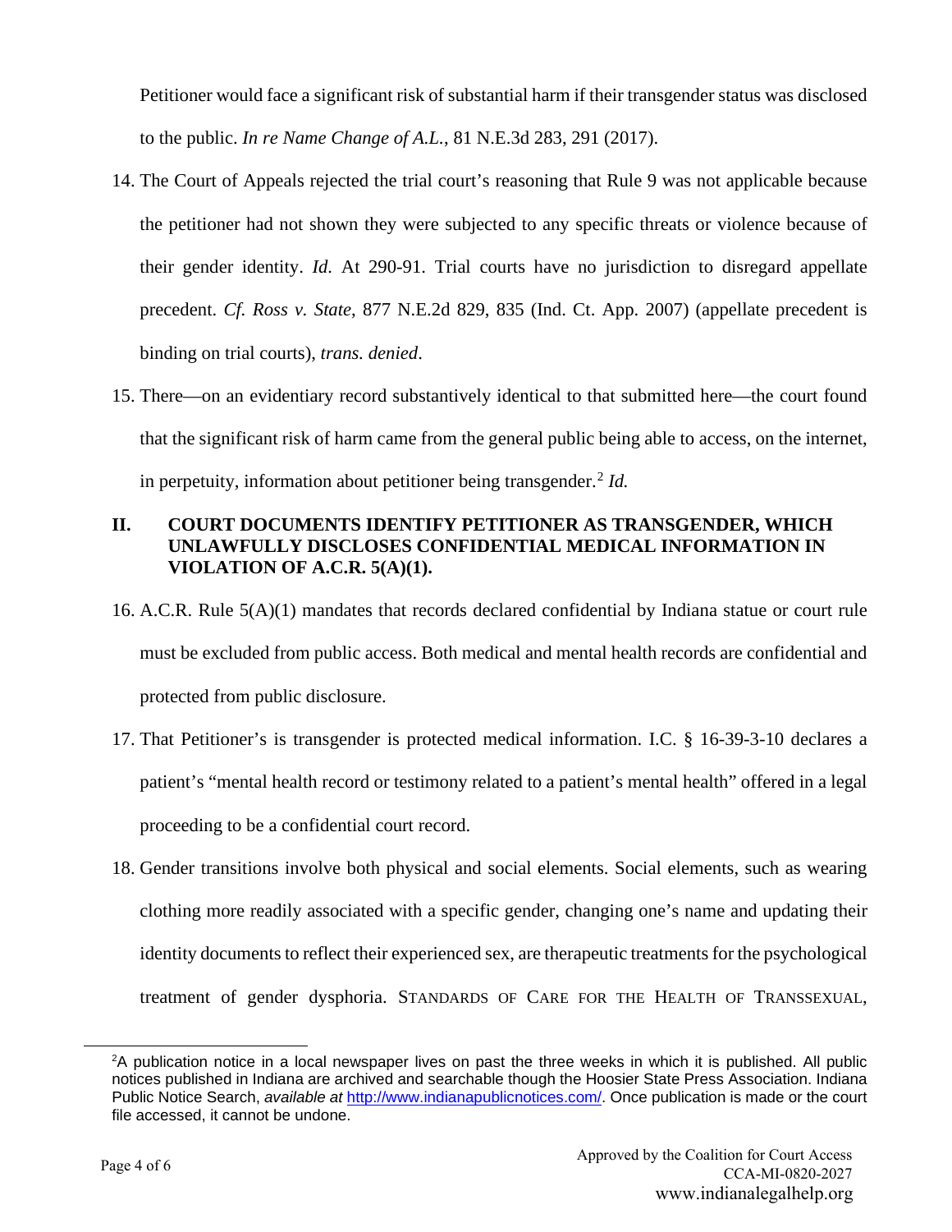Petitioner would face a significant risk of substantial harm if their transgender status was disclosed to the public. *In re Name Change of A.L.*, 81 N.E.3d 283, 291 (2017).

14. The Court of Appeals rejected the trial court's reasoning that Rule 9 was not applicable because the petitioner had not shown they were subjected to any specific threats or violence because of their gender identity. *Id.* At 290-91. Trial courts have no jurisdiction to disregard appellate precedent. *Cf. Ross v. State*, 877 N.E.2d 829, 835 (Ind. Ct. App. 2007) (appellate precedent is binding on trial courts), *trans. denied*.

15. There—on an evidentiary record substantively identical to that submitted here—the court found that the significant risk of harm came from the general public being able to access, on the internet, in perpetuity, information about petitioner being transgender.[2] *Id.*

## II. COURT DOCUMENTS IDENTIFY PETITIONER AS TRANSGENDER, WHICH UNLAWFULLY DISCLOSES CONFIDENTIAL MEDICAL INFORMATION IN VIOLATION OF A.C.R. 5(A)(1).

16. A.C.R. Rule 5(A)(1) mandates that records declared confidential by Indiana statue or court rule must be excluded from public access. Both medical and mental health records are confidential and protected from public disclosure.

17. That Petitioner's is transgender is protected medical information. I.C. § 16-39-3-10 declares a patient's "mental health record or testimony related to a patient's mental health" offered in a legal proceeding to be a confidential court record.

18. Gender transitions involve both physical and social elements. Social elements, such as wearing clothing more readily associated with a specific gender, changing one's name and updating their identity documents to reflect their experienced sex, are therapeutic treatments for the psychological treatment of gender dysphoria. STANDARDS OF CARE FOR THE HEALTH OF TRANSSEXUAL,

---

[2] A publication notice in a local newspaper lives on past the three weeks in which it is published. All public notices published in Indiana are archived and searchable though the Hoosier State Press Association. Indiana Public Notice Search, *available at* http://www.indianapublicnotices.com/. Once publication is made or the court file accessed, it cannot be undone.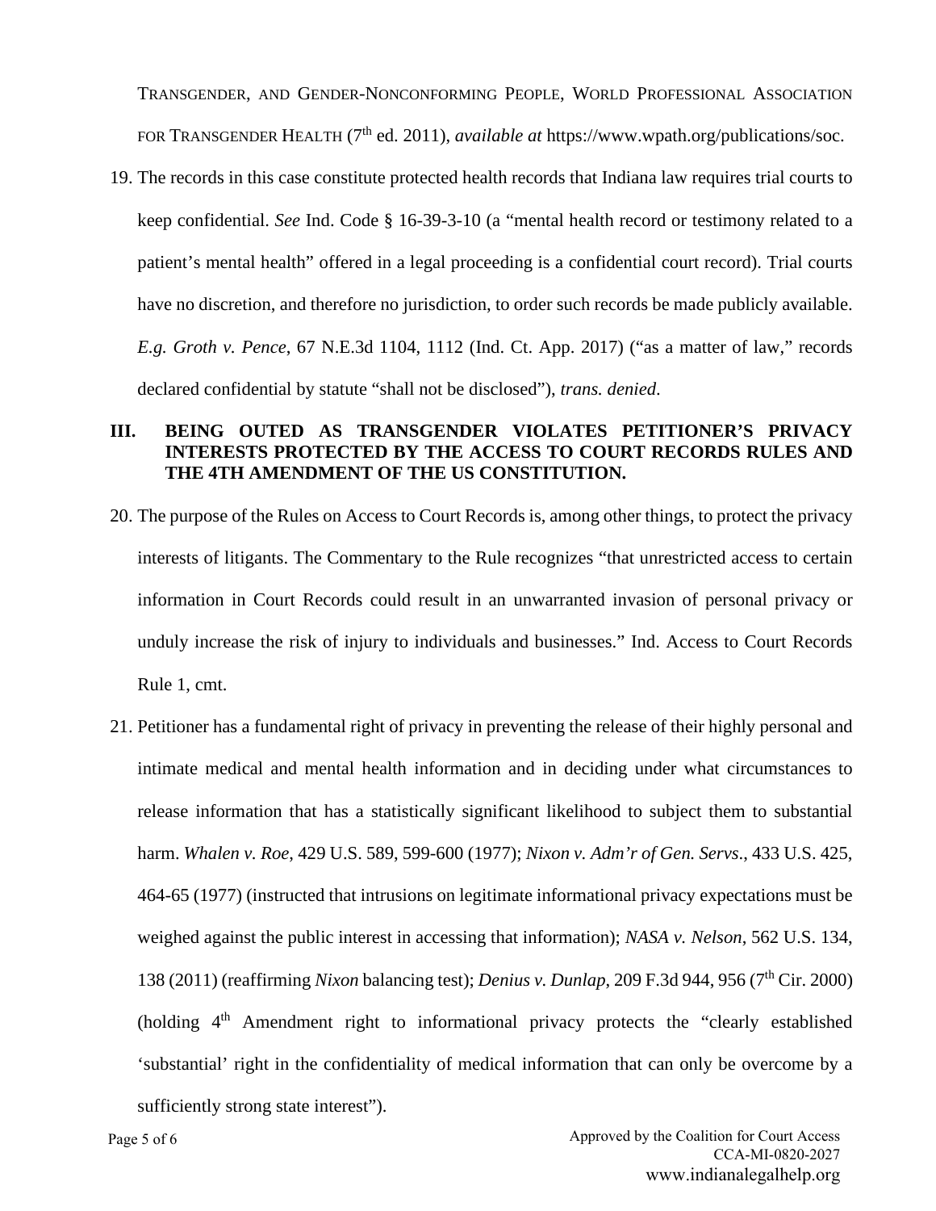TRANSGENDER, AND GENDER-NONCONFORMING PEOPLE, WORLD PROFESSIONAL ASSOCIATION FOR TRANSGENDER HEALTH (7th ed. 2011), *available at* https://www.wpath.org/publications/soc.

19. The records in this case constitute protected health records that Indiana law requires trial courts to keep confidential. *See* Ind. Code § 16-39-3-10 (a "mental health record or testimony related to a patient's mental health" offered in a legal proceeding is a confidential court record). Trial courts have no discretion, and therefore no jurisdiction, to order such records be made publicly available. *E.g. Groth v. Pence*, 67 N.E.3d 1104, 1112 (Ind. Ct. App. 2017) ("as a matter of law," records declared confidential by statute "shall not be disclosed"), *trans. denied*.

## III. BEING OUTED AS TRANSGENDER VIOLATES PETITIONER'S PRIVACY INTERESTS PROTECTED BY THE ACCESS TO COURT RECORDS RULES AND THE 4TH AMENDMENT OF THE US CONSTITUTION.

20. The purpose of the Rules on Access to Court Records is, among other things, to protect the privacy interests of litigants. The Commentary to the Rule recognizes "that unrestricted access to certain information in Court Records could result in an unwarranted invasion of personal privacy or unduly increase the risk of injury to individuals and businesses." Ind. Access to Court Records Rule 1, cmt.

21. Petitioner has a fundamental right of privacy in preventing the release of their highly personal and intimate medical and mental health information and in deciding under what circumstances to release information that has a statistically significant likelihood to subject them to substantial harm. *Whalen v. Roe*, 429 U.S. 589, 599-600 (1977); *Nixon v. Adm'r of Gen. Servs.*, 433 U.S. 425, 464-65 (1977) (instructed that intrusions on legitimate informational privacy expectations must be weighed against the public interest in accessing that information); *NASA v. Nelson*, 562 U.S. 134, 138 (2011) (reaffirming *Nixon* balancing test); *Denius v. Dunlap*, 209 F.3d 944, 956 (7th Cir. 2000) (holding 4th Amendment right to informational privacy protects the "clearly established 'substantial' right in the confidentiality of medical information that can only be overcome by a sufficiently strong state interest").

Approved by the Coalition for Court Access
CCA-MI-0820-2027
www.indianalegalhelp.org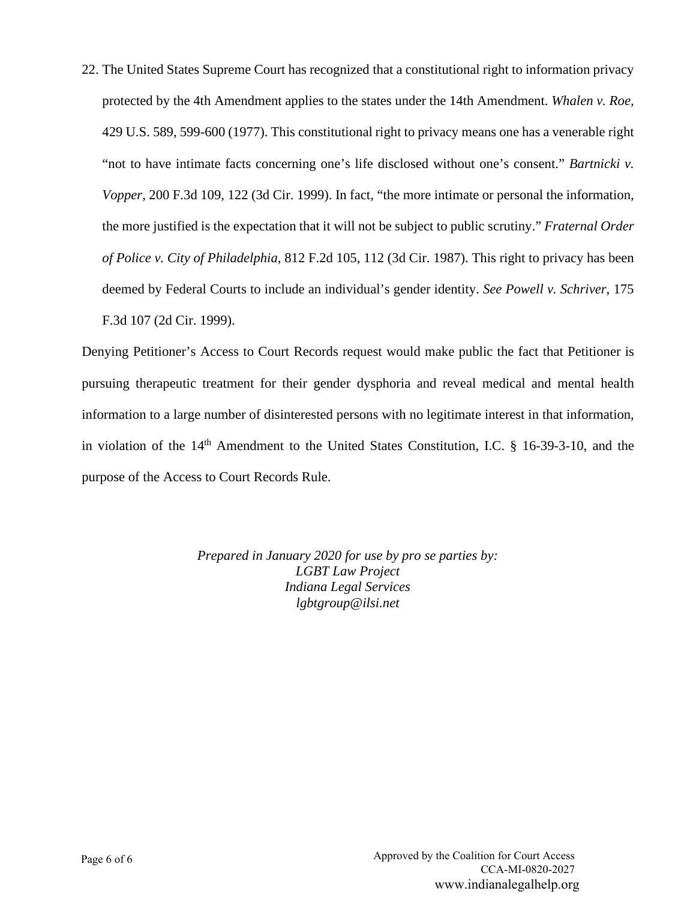22. The United States Supreme Court has recognized that a constitutional right to information privacy protected by the 4th Amendment applies to the states under the 14th Amendment. *Whalen v. Roe*, 429 U.S. 589, 599-600 (1977). This constitutional right to privacy means one has a venerable right "not to have intimate facts concerning one's life disclosed without one's consent." *Bartnicki v. Vopper*, 200 F.3d 109, 122 (3d Cir. 1999). In fact, "the more intimate or personal the information, the more justified is the expectation that it will not be subject to public scrutiny." *Fraternal Order of Police v. City of Philadelphia*, 812 F.2d 105, 112 (3d Cir. 1987). This right to privacy has been deemed by Federal Courts to include an individual's gender identity. *See Powell v. Schriver*, 175 F.3d 107 (2d Cir. 1999).

Denying Petitioner's Access to Court Records request would make public the fact that Petitioner is pursuing therapeutic treatment for their gender dysphoria and reveal medical and mental health information to a large number of disinterested persons with no legitimate interest in that information, in violation of the 14th Amendment to the United States Constitution, I.C. § 16-39-3-10, and the purpose of the Access to Court Records Rule.

*Prepared in January 2020 for use by pro se parties by:*
*LGBT Law Project*
*Indiana Legal Services*
*lgbtgroup@ilsi.net*

Approved by the Coalition for Court Access
CCA-MI-0820-2027
www.indianalegalhelp.org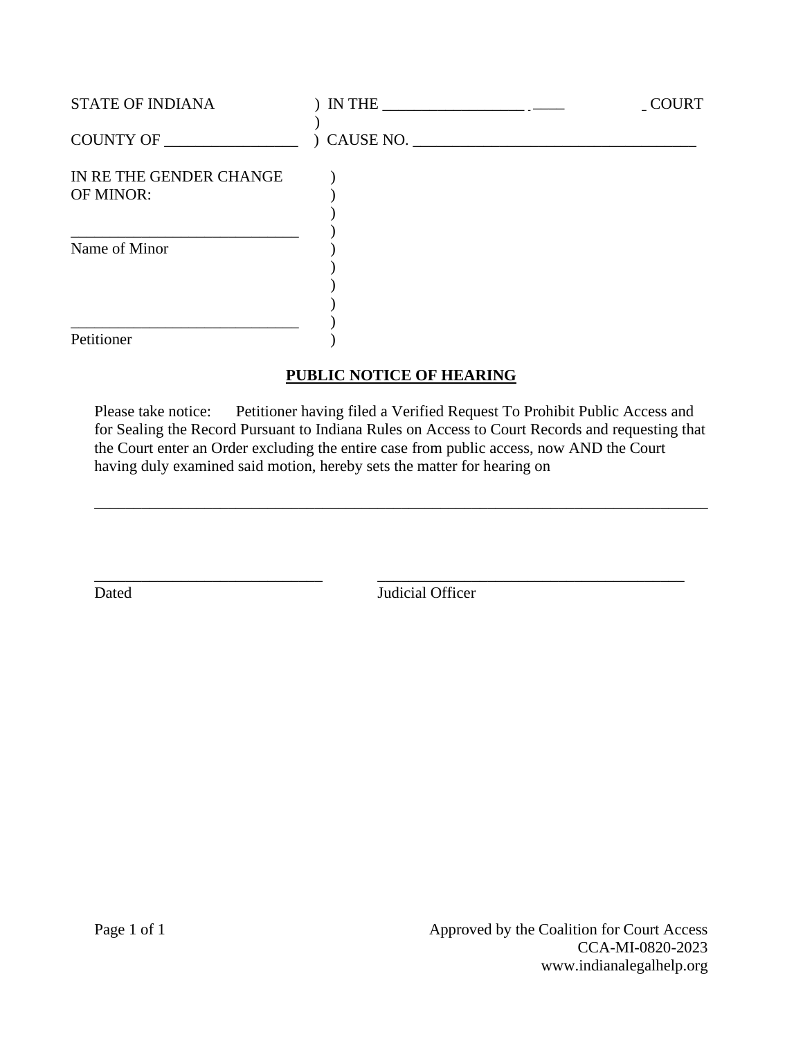STATE OF INDIANA ) IN THE __________________ . ____ _ COURT
)
COUNTY OF _________________ ) CAUSE NO. ____________________________________

IN RE THE GENDER CHANGE )
OF MINOR: )
)
_____________________________ )
Name of Minor )
)
)
)
_____________________________ )
Petitioner )

**PUBLIC NOTICE OF HEARING**

Please take notice: Petitioner having filed a Verified Request To Prohibit Public Access and for Sealing the Record Pursuant to Indiana Rules on Access to Court Records and requesting that the Court enter an Order excluding the entire case from public access, now AND the Court having duly examined said motion, hereby sets the matter for hearing on

_________________________________________________________________________________

_____________________________ _________________________________________
Dated Judicial Officer

Approved by the Coalition for Court Access
CCA-MI-0820-2023
www.indianalegalhelp.org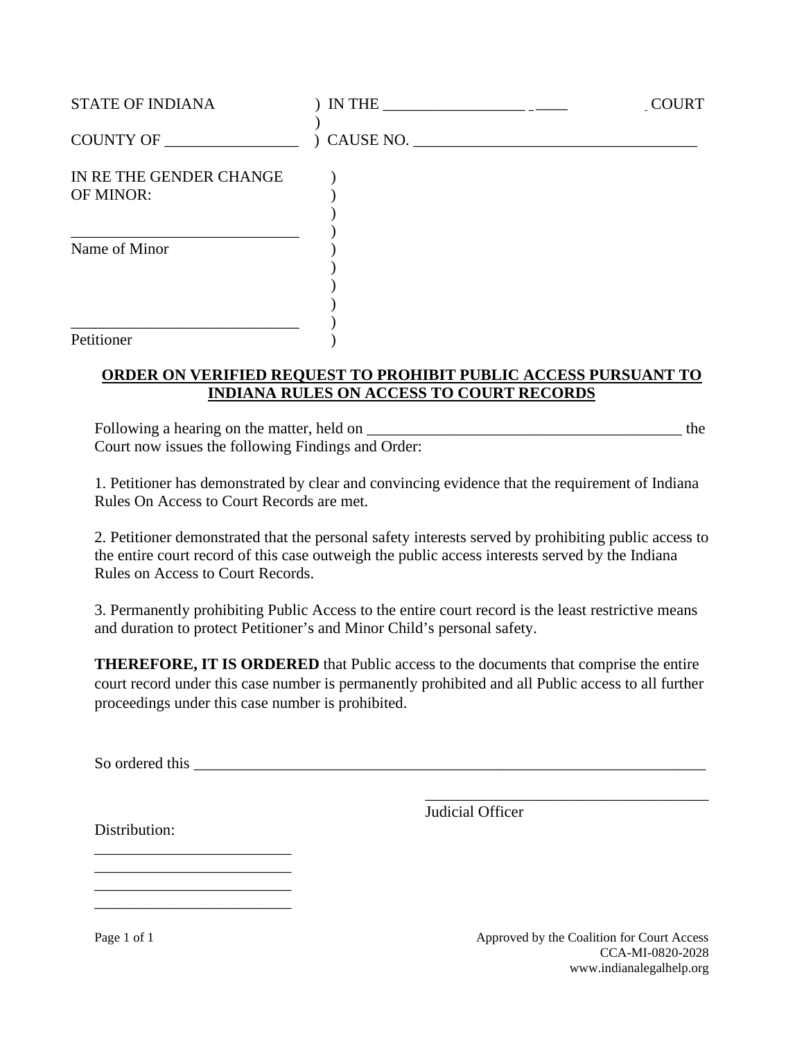STATE OF INDIANA ) IN THE ___________________ COURT

COUNTY OF _________________ ) CAUSE NO. ____________________________________

IN RE THE GENDER CHANGE OF MINOR:

_____________________________
Name of Minor

_____________________________
Petitioner

**ORDER ON VERIFIED REQUEST TO PROHIBIT PUBLIC ACCESS PURSUANT TO INDIANA RULES ON ACCESS TO COURT RECORDS**

Following a hearing on the matter, held on ________________________________________ the Court now issues the following Findings and Order:

1. Petitioner has demonstrated by clear and convincing evidence that the requirement of Indiana Rules On Access to Court Records are met.

2. Petitioner demonstrated that the personal safety interests served by prohibiting public access to the entire court record of this case outweigh the public access interests served by the Indiana Rules on Access to Court Records.

3. Permanently prohibiting Public Access to the entire court record is the least restrictive means and duration to protect Petitioner's and Minor Child's personal safety.

**THEREFORE, IT IS ORDERED** that Public access to the documents that comprise the entire court record under this case number is permanently prohibited and all Public access to all further proceedings under this case number is prohibited.

So ordered this ____________________________________________________________________

_____________________________________
Judicial Officer

Distribution:
_________________________
_________________________
_________________________
_________________________

Approved by the Coalition for Court Access
CCA-MI-0820-2028
www.indianalegalhelp.org